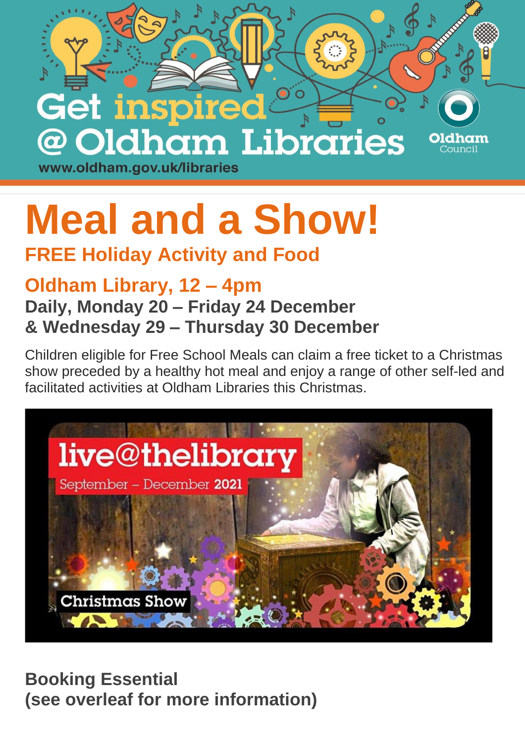Get inspired @ Oldham Libraries

www.oldham.gov.uk/libraries

Oldham Council

# Meal and a Show!

## FREE Holiday Activity and Food

## Oldham Library, 12 – 4pm

**Daily, Monday 20 – Friday 24 December**
**& Wednesday 29 – Thursday 30 December**

Children eligible for Free School Meals can claim a free ticket to a Christmas show preceded by a healthy hot meal and enjoy a range of other self-led and facilitated activities at Oldham Libraries this Christmas.

live@thelibrary
September – December 2021
Christmas Show

**Booking Essential**
**(see overleaf for more information)**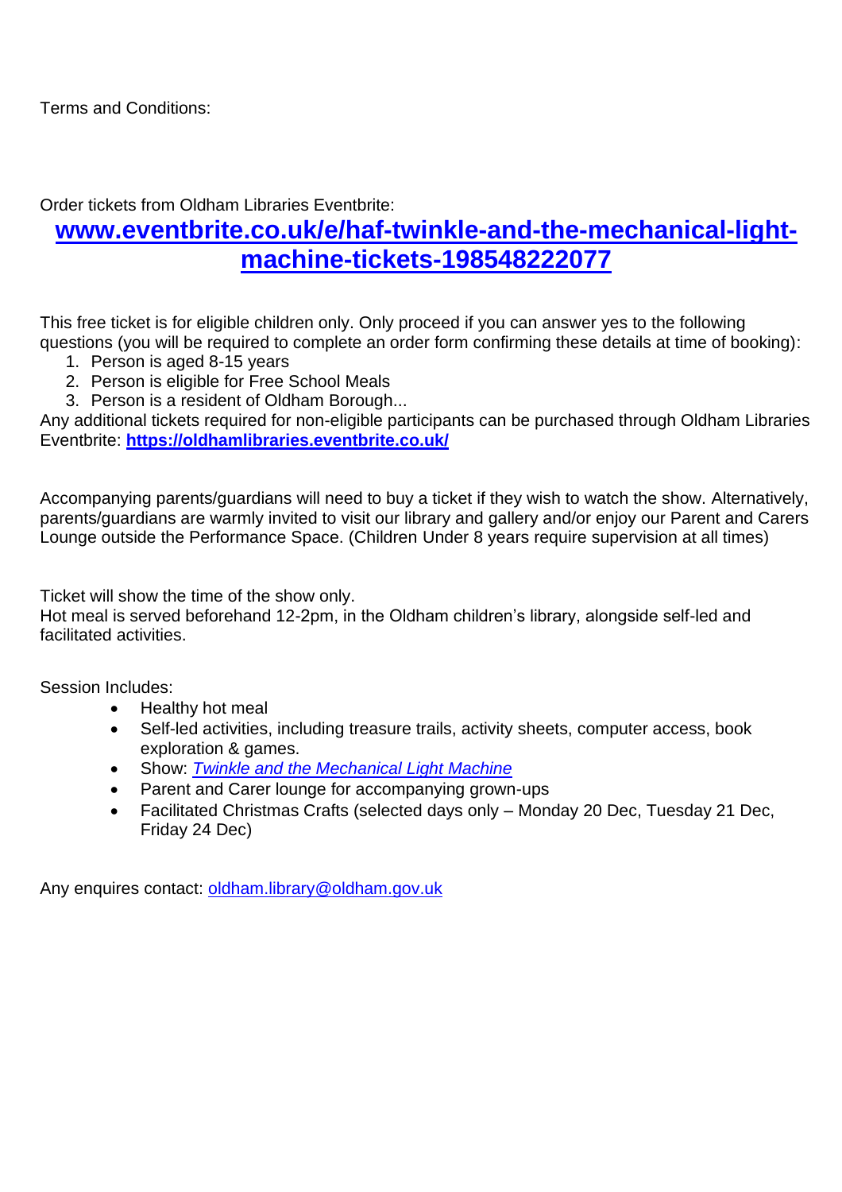Terms and Conditions:

Order tickets from Oldham Libraries Eventbrite:

**[www.eventbrite.co.uk/e/haf-twinkle-and-the-mechanical-light-machine-tickets-198548222077](www.eventbrite.co.uk/e/haf-twinkle-and-the-mechanical-light-machine-tickets-198548222077)**

This free ticket is for eligible children only. Only proceed if you can answer yes to the following questions (you will be required to complete an order form confirming these details at time of booking):

1. Person is aged 8-15 years
2. Person is eligible for Free School Meals
3. Person is a resident of Oldham Borough...

Any additional tickets required for non-eligible participants can be purchased through Oldham Libraries Eventbrite: **[https://oldhamlibraries.eventbrite.co.uk/](https://oldhamlibraries.eventbrite.co.uk/)**

Accompanying parents/guardians will need to buy a ticket if they wish to watch the show. Alternatively, parents/guardians are warmly invited to visit our library and gallery and/or enjoy our Parent and Carers Lounge outside the Performance Space. (Children Under 8 years require supervision at all times)

Ticket will show the time of the show only.
Hot meal is served beforehand 12-2pm, in the Oldham children's library, alongside self-led and facilitated activities.

Session Includes:

- Healthy hot meal
- Self-led activities, including treasure trails, activity sheets, computer access, book exploration & games.
- Show: *Twinkle and the Mechanical Light Machine*
- Parent and Carer lounge for accompanying grown-ups
- Facilitated Christmas Crafts (selected days only – Monday 20 Dec, Tuesday 21 Dec, Friday 24 Dec)

Any enquires contact: oldham.library@oldham.gov.uk